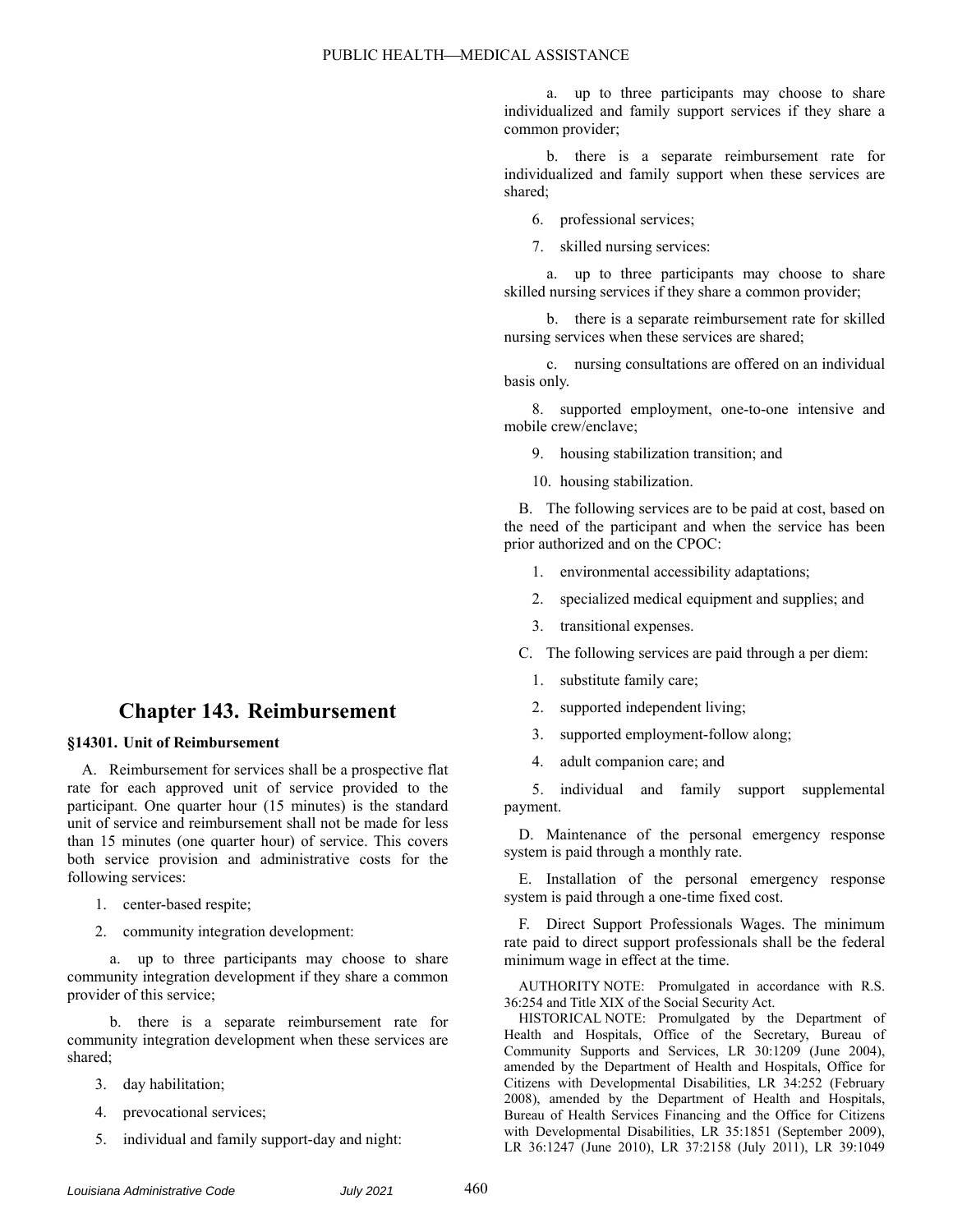## Chapter 143. Reimbursement

### §14301. Unit of Reimbursement

A. Reimbursement for services shall be a prospective flat rate for each approved unit of service provided to the participant. One quarter hour (15 minutes) is the standard unit of service and reimbursement shall not be made for less than 15 minutes (one quarter hour) of service. This covers both service provision and administrative costs for the following services:

1. center-based respite;

2. community integration development:

   a. up to three participants may choose to share community integration development if they share a common provider of this service;

   b. there is a separate reimbursement rate for community integration development when these services are shared;

3. day habilitation;

4. prevocational services;

5. individual and family support-day and night:

   a. up to three participants may choose to share individualized and family support services if they share a common provider;

   b. there is a separate reimbursement rate for individualized and family support when these services are shared;

6. professional services;

7. skilled nursing services:

   a. up to three participants may choose to share skilled nursing services if they share a common provider;

   b. there is a separate reimbursement rate for skilled nursing services when these services are shared;

   c. nursing consultations are offered on an individual basis only.

8. supported employment, one-to-one intensive and mobile crew/enclave;

9. housing stabilization transition; and

10. housing stabilization.

B. The following services are to be paid at cost, based on the need of the participant and when the service has been prior authorized and on the CPOC:

1. environmental accessibility adaptations;

2. specialized medical equipment and supplies; and

3. transitional expenses.

C. The following services are paid through a per diem:

1. substitute family care;

2. supported independent living;

3. supported employment-follow along;

4. adult companion care; and

5. individual and family support supplemental payment.

D. Maintenance of the personal emergency response system is paid through a monthly rate.

E. Installation of the personal emergency response system is paid through a one-time fixed cost.

F. Direct Support Professionals Wages. The minimum rate paid to direct support professionals shall be the federal minimum wage in effect at the time.

AUTHORITY NOTE: Promulgated in accordance with R.S. 36:254 and Title XIX of the Social Security Act.

HISTORICAL NOTE: Promulgated by the Department of Health and Hospitals, Office of the Secretary, Bureau of Community Supports and Services, LR 30:1209 (June 2004), amended by the Department of Health and Hospitals, Office for Citizens with Developmental Disabilities, LR 34:252 (February 2008), amended by the Department of Health and Hospitals, Bureau of Health Services Financing and the Office for Citizens with Developmental Disabilities, LR 35:1851 (September 2009), LR 36:1247 (June 2010), LR 37:2158 (July 2011), LR 39:1049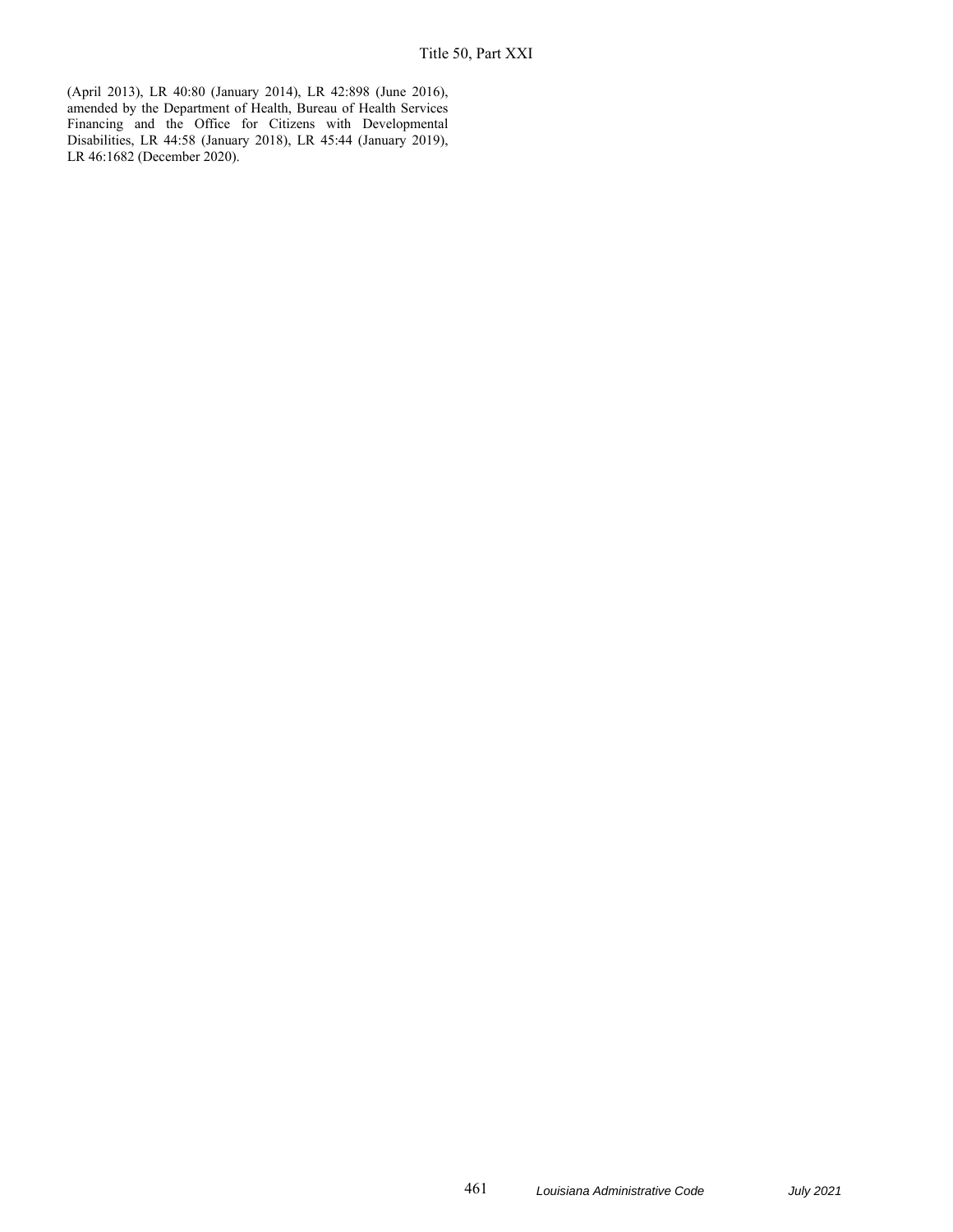(April 2013), LR 40:80 (January 2014), LR 42:898 (June 2016), amended by the Department of Health, Bureau of Health Services Financing and the Office for Citizens with Developmental Disabilities, LR 44:58 (January 2018), LR 45:44 (January 2019), LR 46:1682 (December 2020).